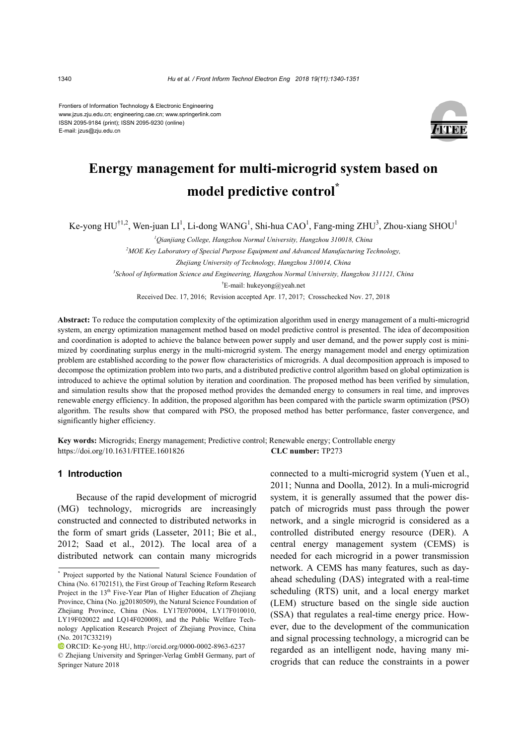Frontiers of Information Technology & Electronic Engineering
www.jzus.zju.edu.cn; engineering.cae.cn; www.springerlink.com
ISSN 2095-9184 (print); ISSN 2095-9230 (online)
E-mail: jzus@zju.edu.cn

# Energy management for multi-microgrid system based on model predictive control*

Ke-yong HU[†1,2], Wen-juan LI[1], Li-dong WANG[1], Shi-hua CAO[1], Fang-ming ZHU[3], Zhou-xiang SHOU[1]

[1]*Qianjiang College, Hangzhou Normal University, Hangzhou 310018, China*

[2]*MOE Key Laboratory of Special Purpose Equipment and Advanced Manufacturing Technology, Zhejiang University of Technology, Hangzhou 310014, China*

[3]*School of Information Science and Engineering, Hangzhou Normal University, Hangzhou 311121, China*

[†]E-mail: hukeyong@yeah.net

Received Dec. 17, 2016; Revision accepted Apr. 17, 2017; Crosschecked Nov. 27, 2018

**Abstract:** To reduce the computation complexity of the optimization algorithm used in energy management of a multi-microgrid system, an energy optimization management method based on model predictive control is presented. The idea of decomposition and coordination is adopted to achieve the balance between power supply and user demand, and the power supply cost is minimized by coordinating surplus energy in the multi-microgrid system. The energy management model and energy optimization problem are established according to the power flow characteristics of microgrids. A dual decomposition approach is imposed to decompose the optimization problem into two parts, and a distributed predictive control algorithm based on global optimization is introduced to achieve the optimal solution by iteration and coordination. The proposed method has been verified by simulation, and simulation results show that the proposed method provides the demanded energy to consumers in real time, and improves renewable energy efficiency. In addition, the proposed algorithm has been compared with the particle swarm optimization (PSO) algorithm. The results show that compared with PSO, the proposed method has better performance, faster convergence, and significantly higher efficiency.

**Key words:** Microgrids; Energy management; Predictive control; Renewable energy; Controllable energy
https://doi.org/10.1631/FITEE.1601826 **CLC number:** TP273

## 1 Introduction

Because of the rapid development of microgrid (MG) technology, microgrids are increasingly constructed and connected to distributed networks in the form of smart grids (Lasseter, 2011; Bie et al., 2012; Saad et al., 2012). The local area of a distributed network can contain many microgrids connected to a multi-microgrid system (Yuen et al., 2011; Nunna and Doolla, 2012). In a muli-microgrid system, it is generally assumed that the power dispatch of microgrids must pass through the power network, and a single microgrid is considered as a controlled distributed energy resource (DER). A central energy management system (CEMS) is needed for each microgrid in a power transmission network. A CEMS has many features, such as day-ahead scheduling (DAS) integrated with a real-time scheduling (RTS) unit, and a local energy market (LEM) structure based on the single side auction (SSA) that regulates a real-time energy price. However, due to the development of the communication and signal processing technology, a microgrid can be regarded as an intelligent node, having many microgrids that can reduce the constraints in a power

---

\* Project supported by the National Natural Science Foundation of China (No. 61702151), the First Group of Teaching Reform Research Project in the 13th Five-Year Plan of Higher Education of Zhejiang Province, China (No. jg20180509), the Natural Science Foundation of Zhejiang Province, China (Nos. LY17E070004, LY17F010010, LY19F020022 and LQ14F020008), and the Public Welfare Technology Application Research Project of Zhejiang Province, China (No. 2017C33219)

ORCID: Ke-yong HU, http://orcid.org/0000-0002-8963-6237

© Zhejiang University and Springer-Verlag GmbH Germany, part of Springer Nature 2018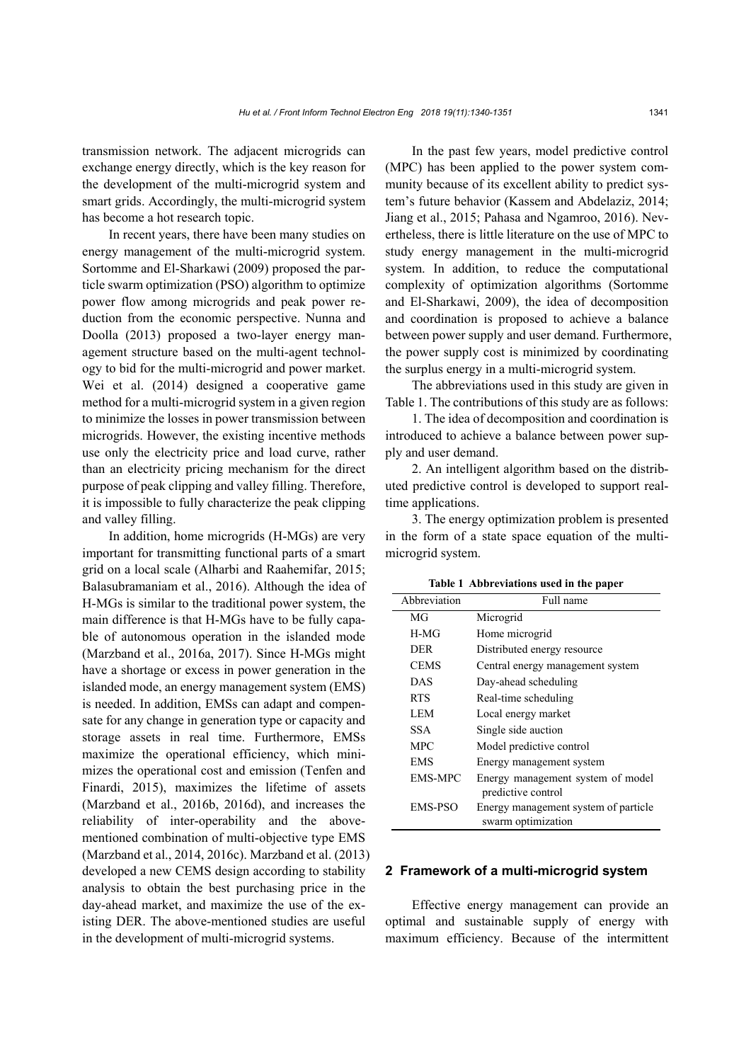transmission network. The adjacent microgrids can exchange energy directly, which is the key reason for the development of the multi-microgrid system and smart grids. Accordingly, the multi-microgrid system has become a hot research topic.

In recent years, there have been many studies on energy management of the multi-microgrid system. Sortomme and El-Sharkawi (2009) proposed the particle swarm optimization (PSO) algorithm to optimize power flow among microgrids and peak power reduction from the economic perspective. Nunna and Doolla (2013) proposed a two-layer energy management structure based on the multi-agent technology to bid for the multi-microgrid and power market. Wei et al. (2014) designed a cooperative game method for a multi-microgrid system in a given region to minimize the losses in power transmission between microgrids. However, the existing incentive methods use only the electricity price and load curve, rather than an electricity pricing mechanism for the direct purpose of peak clipping and valley filling. Therefore, it is impossible to fully characterize the peak clipping and valley filling.

In addition, home microgrids (H-MGs) are very important for transmitting functional parts of a smart grid on a local scale (Alharbi and Raahemifar, 2015; Balasubramaniam et al., 2016). Although the idea of H-MGs is similar to the traditional power system, the main difference is that H-MGs have to be fully capable of autonomous operation in the islanded mode (Marzband et al., 2016a, 2017). Since H-MGs might have a shortage or excess in power generation in the islanded mode, an energy management system (EMS) is needed. In addition, EMSs can adapt and compensate for any change in generation type or capacity and storage assets in real time. Furthermore, EMSs maximize the operational efficiency, which minimizes the operational cost and emission (Tenfen and Finardi, 2015), maximizes the lifetime of assets (Marzband et al., 2016b, 2016d), and increases the reliability of inter-operability and the above-mentioned combination of multi-objective type EMS (Marzband et al., 2014, 2016c). Marzband et al. (2013) developed a new CEMS design according to stability analysis to obtain the best purchasing price in the day-ahead market, and maximize the use of the existing DER. The above-mentioned studies are useful in the development of multi-microgrid systems.

In the past few years, model predictive control (MPC) has been applied to the power system community because of its excellent ability to predict system's future behavior (Kassem and Abdelaziz, 2014; Jiang et al., 2015; Pahasa and Ngamroo, 2016). Nevertheless, there is little literature on the use of MPC to study energy management in the multi-microgrid system. In addition, to reduce the computational complexity of optimization algorithms (Sortomme and El-Sharkawi, 2009), the idea of decomposition and coordination is proposed to achieve a balance between power supply and user demand. Furthermore, the power supply cost is minimized by coordinating the surplus energy in a multi-microgrid system.

The abbreviations used in this study are given in Table 1. The contributions of this study are as follows:

1. The idea of decomposition and coordination is introduced to achieve a balance between power supply and user demand.

2. An intelligent algorithm based on the distributed predictive control is developed to support real-time applications.

3. The energy optimization problem is presented in the form of a state space equation of the multi-microgrid system.

**Table 1 Abbreviations used in the paper**

| Abbreviation | Full name |
|---|---|
| MG | Microgrid |
| H-MG | Home microgrid |
| DER | Distributed energy resource |
| CEMS | Central energy management system |
| DAS | Day-ahead scheduling |
| RTS | Real-time scheduling |
| LEM | Local energy market |
| SSA | Single side auction |
| MPC | Model predictive control |
| EMS | Energy management system |
| EMS-MPC | Energy management system of model predictive control |
| EMS-PSO | Energy management system of particle swarm optimization |

## 2 Framework of a multi-microgrid system

Effective energy management can provide an optimal and sustainable supply of energy with maximum efficiency. Because of the intermittent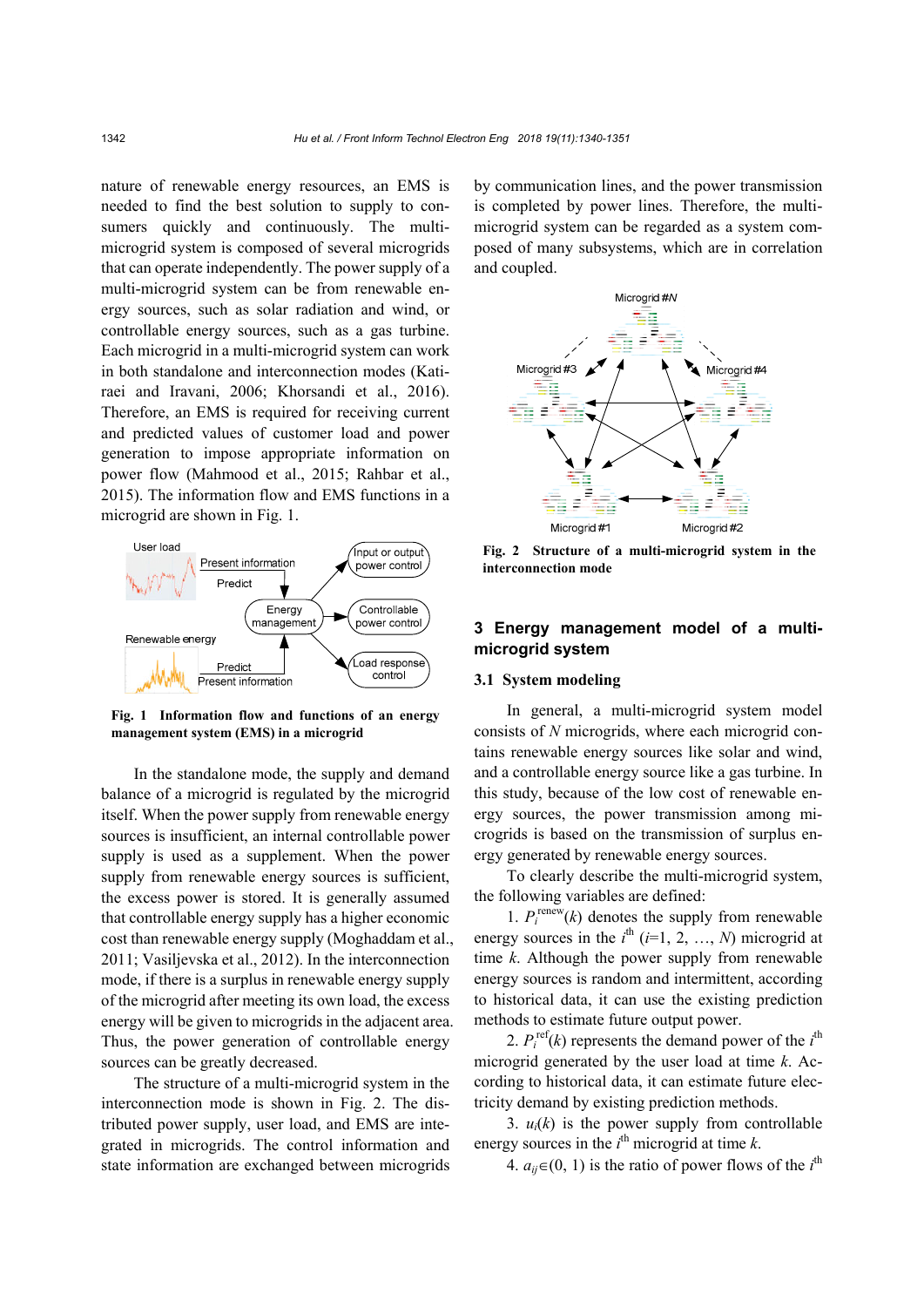nature of renewable energy resources, an EMS is needed to find the best solution to supply to consumers quickly and continuously. The multi-microgrid system is composed of several microgrids that can operate independently. The power supply of a multi-microgrid system can be from renewable energy sources, such as solar radiation and wind, or controllable energy sources, such as a gas turbine. Each microgrid in a multi-microgrid system can work in both standalone and interconnection modes (Katiraei and Iravani, 2006; Khorsandi et al., 2016). Therefore, an EMS is required for receiving current and predicted values of customer load and power generation to impose appropriate information on power flow (Mahmood et al., 2015; Rahbar et al., 2015). The information flow and EMS functions in a microgrid are shown in Fig. 1.

**Fig. 1 Information flow and functions of an energy management system (EMS) in a microgrid**

In the standalone mode, the supply and demand balance of a microgrid is regulated by the microgrid itself. When the power supply from renewable energy sources is insufficient, an internal controllable power supply is used as a supplement. When the power supply from renewable energy sources is sufficient, the excess power is stored. It is generally assumed that controllable energy supply has a higher economic cost than renewable energy supply (Moghaddam et al., 2011; Vasiljevska et al., 2012). In the interconnection mode, if there is a surplus in renewable energy supply of the microgrid after meeting its own load, the excess energy will be given to microgrids in the adjacent area. Thus, the power generation of controllable energy sources can be greatly decreased.

The structure of a multi-microgrid system in the interconnection mode is shown in Fig. 2. The distributed power supply, user load, and EMS are integrated in microgrids. The control information and state information are exchanged between microgrids by communication lines, and the power transmission is completed by power lines. Therefore, the multi-microgrid system can be regarded as a system composed of many subsystems, which are in correlation and coupled.

**Fig. 2 Structure of a multi-microgrid system in the interconnection mode**

## 3 Energy management model of a multi-microgrid system

### 3.1 System modeling

In general, a multi-microgrid system model consists of $N$ microgrids, where each microgrid contains renewable energy sources like solar and wind, and a controllable energy source like a gas turbine. In this study, because of the low cost of renewable energy sources, the power transmission among microgrids is based on the transmission of surplus energy generated by renewable energy sources.

To clearly describe the multi-microgrid system, the following variables are defined:

1. $P_i^{\text{renew}}(k)$ denotes the supply from renewable energy sources in the $i^{\text{th}}$ ($i$=1, 2, …, $N$) microgrid at time $k$. Although the power supply from renewable energy sources is random and intermittent, according to historical data, it can use the existing prediction methods to estimate future output power.

2. $P_i^{\text{ref}}(k)$ represents the demand power of the $i^{\text{th}}$ microgrid generated by the user load at time $k$. According to historical data, it can estimate future electricity demand by existing prediction methods.

3. $u_i(k)$ is the power supply from controllable energy sources in the $i^{\text{th}}$ microgrid at time $k$.

4. $a_{ij}\in(0, 1)$ is the ratio of power flows of the $i^{\text{th}}$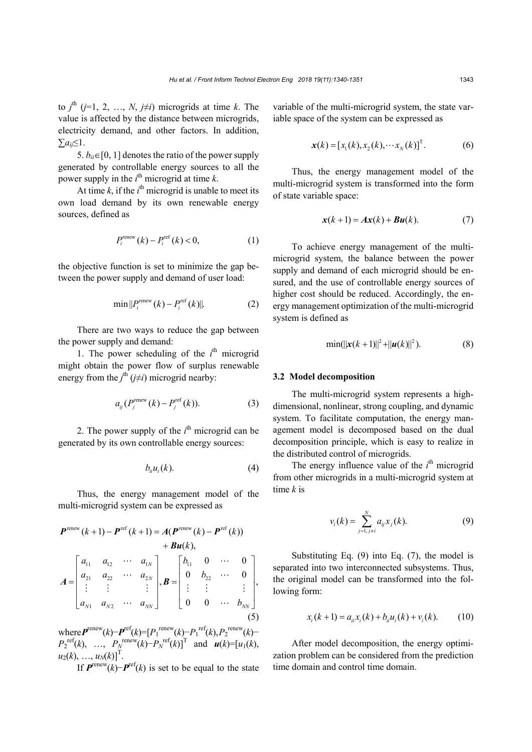to $j^{\text{th}}$ ($j$=1, 2, …, $N$, $j \neq i$) microgrids at time $k$. The value is affected by the distance between microgrids, electricity demand, and other factors. In addition, $\sum a_{ij} \leq 1$.

5. $b_{ii} \in [0, 1]$ denotes the ratio of the power supply generated by controllable energy sources to all the power supply in the $i^{\text{th}}$ microgrid at time $k$.

At time $k$, if the $i^{\text{th}}$ microgrid is unable to meet its own load demand by its own renewable energy sources, defined as

$$P_i^{\text{renew}}(k) - P_i^{\text{ref}}(k) < 0, \tag{1}$$

the objective function is set to minimize the gap between the power supply and demand of user load:

$$\min \| P_i^{\text{renew}}(k) - P_i^{\text{ref}}(k) \|. \tag{2}$$

There are two ways to reduce the gap between the power supply and demand:

1. The power scheduling of the $i^{\text{th}}$ microgrid might obtain the power flow of surplus renewable energy from the $j^{\text{th}}$ ($j \neq i$) microgrid nearby:

$$a_{ij}(P_j^{\text{renew}}(k) - P_j^{\text{ref}}(k)). \tag{3}$$

2. The power supply of the $i^{\text{th}}$ microgrid can be generated by its own controllable energy sources:

$$b_{ii} u_i(k). \tag{4}$$

Thus, the energy management model of the multi-microgrid system can be expressed as

$$\begin{gathered} \boldsymbol{P}^{\text{renew}}(k+1) - \boldsymbol{P}^{\text{ref}}(k+1) = \boldsymbol{A}(\boldsymbol{P}^{\text{renew}}(k) - \boldsymbol{P}^{\text{ref}}(k)) \\ + \boldsymbol{B}\boldsymbol{u}(k), \\ \boldsymbol{A} = \begin{bmatrix} a_{11} & a_{12} & \cdots & a_{1N} \\ a_{21} & a_{22} & \cdots & a_{2N} \\ \vdots & \vdots & & \vdots \\ a_{N1} & a_{N2} & \cdots & a_{NN} \end{bmatrix}, \boldsymbol{B} = \begin{bmatrix} b_{11} & 0 & \cdots & 0 \\ 0 & b_{22} & \cdots & 0 \\ \vdots & \vdots & & \vdots \\ 0 & 0 & \cdots & b_{NN} \end{bmatrix}, \end{gathered} \tag{5}$$

where $\boldsymbol{P}^{\text{renew}}(k) - \boldsymbol{P}^{\text{ref}}(k) = [P_1^{\text{renew}}(k) - P_1^{\text{ref}}(k), P_2^{\text{renew}}(k) - P_2^{\text{ref}}(k), \ldots, P_N^{\text{renew}}(k) - P_N^{\text{ref}}(k)]^{\text{T}}$ and $\boldsymbol{u}(k) = [u_1(k), u_2(k), \ldots, u_N(k)]^{\text{T}}$.

If $\boldsymbol{P}^{\text{renew}}(k) - \boldsymbol{P}^{\text{ref}}(k)$ is set to be equal to the state variable of the multi-microgrid system, the state variable space of the system can be expressed as

$$\boldsymbol{x}(k) = [x_1(k), x_2(k), \cdots x_N(k)]^{\text{T}}. \tag{6}$$

Thus, the energy management model of the multi-microgrid system is transformed into the form of state variable space:

$$\boldsymbol{x}(k+1) = \boldsymbol{A}\boldsymbol{x}(k) + \boldsymbol{B}\boldsymbol{u}(k). \tag{7}$$

To achieve energy management of the multi-microgrid system, the balance between the power supply and demand of each microgrid should be ensured, and the use of controllable energy sources of higher cost should be reduced. Accordingly, the energy management optimization of the multi-microgrid system is defined as

$$\min(\|\boldsymbol{x}(k+1)\|^2 + \|\boldsymbol{u}(k)\|^2). \tag{8}$$

### 3.2 Model decomposition

The multi-microgrid system represents a high-dimensional, nonlinear, strong coupling, and dynamic system. To facilitate computation, the energy management model is decomposed based on the dual decomposition principle, which is easy to realize in the distributed control of microgrids.

The energy influence value of the $i^{\text{th}}$ microgrid from other microgrids in a multi-microgrid system at time $k$ is

$$v_i(k) = \sum_{j=1, j \neq i}^{N} a_{ij} x_j(k). \tag{9}$$

Substituting Eq. (9) into Eq. (7), the model is separated into two interconnected subsystems. Thus, the original model can be transformed into the following form:

$$x_i(k+1) = a_{ii} x_i(k) + b_{ii} u_i(k) + v_i(k). \tag{10}$$

After model decomposition, the energy optimization problem can be considered from the prediction time domain and control time domain.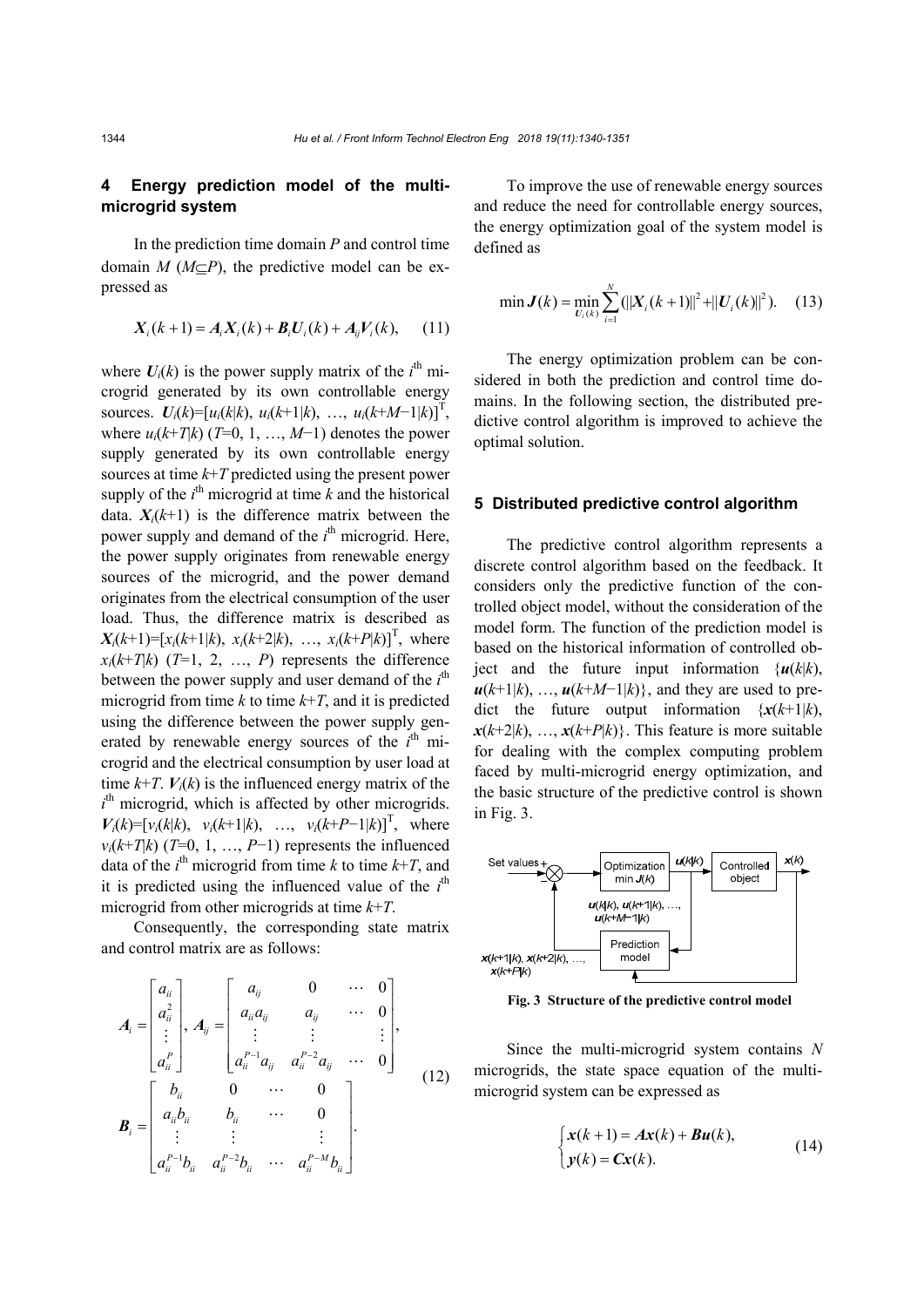## 4 Energy prediction model of the multi-microgrid system

In the prediction time domain $P$ and control time domain $M$ ($M \subseteq P$), the predictive model can be expressed as

$$\boldsymbol{X}_i(k+1) = \boldsymbol{A}_i \boldsymbol{X}_i(k) + \boldsymbol{B}_i \boldsymbol{U}_i(k) + \boldsymbol{A}_{ij} \boldsymbol{V}_i(k), \quad (11)$$

where $\boldsymbol{U}_i(k)$ is the power supply matrix of the $i^{\text{th}}$ microgrid generated by its own controllable energy sources. $\boldsymbol{U}_i(k)=[u_i(k|k), u_i(k+1|k), \ldots, u_i(k+M-1|k)]^{\text{T}}$, where $u_i(k+T|k)$ ($T$=0, 1, …, $M-1$) denotes the power supply generated by its own controllable energy sources at time $k+T$ predicted using the present power supply of the $i^{\text{th}}$ microgrid at time $k$ and the historical data. $\boldsymbol{X}_i(k+1)$ is the difference matrix between the power supply and demand of the $i^{\text{th}}$ microgrid. Here, the power supply originates from renewable energy sources of the microgrid, and the power demand originates from the electrical consumption of the user load. Thus, the difference matrix is described as $\boldsymbol{X}_i(k+1)=[x_i(k+1|k), x_i(k+2|k), \ldots, x_i(k+P|k)]^{\text{T}}$, where $x_i(k+T|k)$ ($T$=1, 2, …, $P$) represents the difference between the power supply and user demand of the $i^{\text{th}}$ microgrid from time $k$ to time $k+T$, and it is predicted using the difference between the power supply generated by renewable energy sources of the $i^{\text{th}}$ microgrid and the electrical consumption by user load at time $k+T$. $\boldsymbol{V}_i(k)$ is the influenced energy matrix of the $i^{\text{th}}$ microgrid, which is affected by other microgrids. $\boldsymbol{V}_i(k)=[v_i(k|k), v_i(k+1|k), \ldots, v_i(k+P-1|k)]^{\text{T}}$, where $v_i(k+T|k)$ ($T$=0, 1, …, $P-1$) represents the influenced data of the $i^{\text{th}}$ microgrid from time $k$ to time $k+T$, and it is predicted using the influenced value of the $i^{\text{th}}$ microgrid from other microgrids at time $k+T$.

Consequently, the corresponding state matrix and control matrix are as follows:

$$\boldsymbol{A}_i = \begin{bmatrix} a_{ii} \\ a_{ii}^2 \\ \vdots \\ a_{ii}^P \end{bmatrix}, \ \boldsymbol{A}_{ij} = \begin{bmatrix} a_{ij} & 0 & \cdots & 0 \\ a_{ii}a_{ij} & a_{ij} & \cdots & 0 \\ \vdots & \vdots & & \vdots \\ a_{ii}^{P-1}a_{ij} & a_{ii}^{P-2}a_{ij} & \cdots & 0 \end{bmatrix},$$
$$\boldsymbol{B}_i = \begin{bmatrix} b_{ii} & 0 & \cdots & 0 \\ a_{ii}b_{ii} & b_{ii} & \cdots & 0 \\ \vdots & \vdots & & \vdots \\ a_{ii}^{P-1}b_{ii} & a_{ii}^{P-2}b_{ii} & \cdots & a_{ii}^{P-M}b_{ii} \end{bmatrix}. \quad (12)$$

To improve the use of renewable energy sources and reduce the need for controllable energy sources, the energy optimization goal of the system model is defined as

$$\min \boldsymbol{J}(k) = \min_{\boldsymbol{U}_i(k)} \sum_{i=1}^{N} (\|\boldsymbol{X}_i(k+1)\|^2 + \|\boldsymbol{U}_i(k)\|^2). \quad (13)$$

The energy optimization problem can be considered in both the prediction and control time domains. In the following section, the distributed predictive control algorithm is improved to achieve the optimal solution.

## 5 Distributed predictive control algorithm

The predictive control algorithm represents a discrete control algorithm based on the feedback. It considers only the predictive function of the controlled object model, without the consideration of the model form. The function of the prediction model is based on the historical information of controlled object and the future input information $\{\boldsymbol{u}(k|k), \boldsymbol{u}(k+1|k), \ldots, \boldsymbol{u}(k+M-1|k)\}$, and they are used to predict the future output information $\{\boldsymbol{x}(k+1|k), \boldsymbol{x}(k+2|k), \ldots, \boldsymbol{x}(k+P|k)\}$. This feature is more suitable for dealing with the complex computing problem faced by multi-microgrid energy optimization, and the basic structure of the predictive control is shown in Fig. 3.

**Fig. 3 Structure of the predictive control model**

Since the multi-microgrid system contains $N$ microgrids, the state space equation of the multi-microgrid system can be expressed as

$$\begin{cases} \boldsymbol{x}(k+1) = \boldsymbol{A}\boldsymbol{x}(k) + \boldsymbol{B}\boldsymbol{u}(k), \\ \boldsymbol{y}(k) = \boldsymbol{C}\boldsymbol{x}(k). \end{cases} \quad (14)$$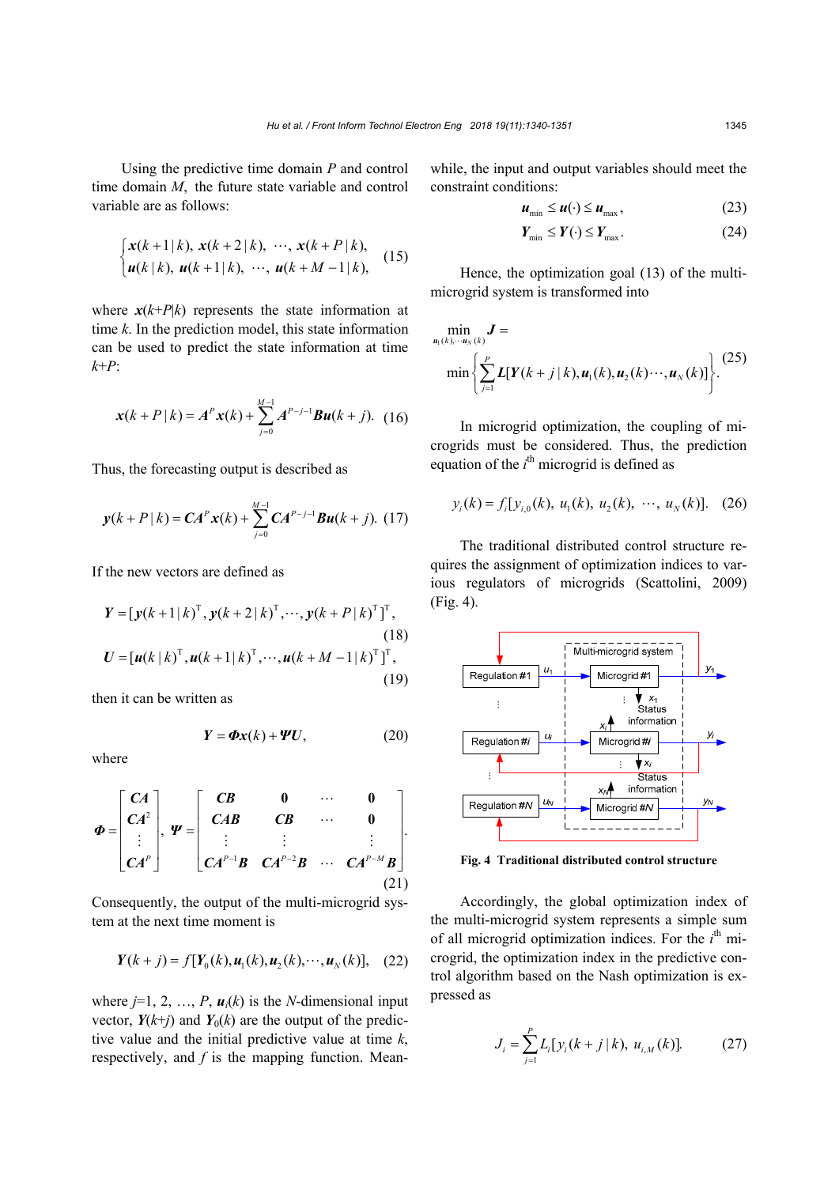Using the predictive time domain $P$ and control time domain $M$, the future state variable and control variable are as follows:

$$\begin{cases} \boldsymbol{x}(k+1\,|\,k),\ \boldsymbol{x}(k+2\,|\,k),\ \cdots,\ \boldsymbol{x}(k+P\,|\,k), \\ \boldsymbol{u}(k\,|\,k),\ \boldsymbol{u}(k+1\,|\,k),\ \cdots,\ \boldsymbol{u}(k+M-1\,|\,k), \end{cases} \tag{15}$$

where $\boldsymbol{x}(k+P|k)$ represents the state information at time $k$. In the prediction model, this state information can be used to predict the state information at time $k+P$:

$$\boldsymbol{x}(k+P\,|\,k) = \boldsymbol{A}^P \boldsymbol{x}(k) + \sum_{j=0}^{M-1} \boldsymbol{A}^{P-j-1} \boldsymbol{B} \boldsymbol{u}(k+j). \tag{16}$$

Thus, the forecasting output is described as

$$\boldsymbol{y}(k+P\,|\,k) = \boldsymbol{C}\boldsymbol{A}^P \boldsymbol{x}(k) + \sum_{j=0}^{M-1} \boldsymbol{C}\boldsymbol{A}^{P-j-1} \boldsymbol{B} \boldsymbol{u}(k+j). \tag{17}$$

If the new vectors are defined as

$$\boldsymbol{Y} = [\boldsymbol{y}(k+1\,|\,k)^{\mathrm{T}}, \boldsymbol{y}(k+2\,|\,k)^{\mathrm{T}}, \cdots, \boldsymbol{y}(k+P\,|\,k)^{\mathrm{T}}]^{\mathrm{T}}, \tag{18}$$

$$\boldsymbol{U} = [\boldsymbol{u}(k\,|\,k)^{\mathrm{T}}, \boldsymbol{u}(k+1\,|\,k)^{\mathrm{T}}, \cdots, \boldsymbol{u}(k+M-1\,|\,k)^{\mathrm{T}}]^{\mathrm{T}}, \tag{19}$$

then it can be written as

$$\boldsymbol{Y} = \boldsymbol{\Phi} \boldsymbol{x}(k) + \boldsymbol{\Psi} \boldsymbol{U}, \tag{20}$$

where

$$\boldsymbol{\Phi} = \begin{bmatrix} \boldsymbol{CA} \\ \boldsymbol{CA}^2 \\ \vdots \\ \boldsymbol{CA}^P \end{bmatrix},\ \boldsymbol{\Psi} = \begin{bmatrix} \boldsymbol{CB} & \boldsymbol{0} & \cdots & \boldsymbol{0} \\ \boldsymbol{CAB} & \boldsymbol{CB} & \cdots & \boldsymbol{0} \\ \vdots & \vdots & & \vdots \\ \boldsymbol{CA}^{P-1}\boldsymbol{B} & \boldsymbol{CA}^{P-2}\boldsymbol{B} & \cdots & \boldsymbol{CA}^{P-M}\boldsymbol{B} \end{bmatrix}. \tag{21}$$

Consequently, the output of the multi-microgrid system at the next time moment is

$$\boldsymbol{Y}(k+j) = f[\boldsymbol{Y}_0(k), \boldsymbol{u}_1(k), \boldsymbol{u}_2(k), \cdots, \boldsymbol{u}_N(k)], \tag{22}$$

where $j$=1, 2, …, $P$, $\boldsymbol{u}_i(k)$ is the $N$-dimensional input vector, $\boldsymbol{Y}(k+j)$ and $\boldsymbol{Y}_0(k)$ are the output of the predictive value and the initial predictive value at time $k$, respectively, and $f$ is the mapping function. Meanwhile, the input and output variables should meet the constraint conditions:

$$\boldsymbol{u}_{\min} \le \boldsymbol{u}(\cdot) \le \boldsymbol{u}_{\max}, \tag{23}$$

$$\boldsymbol{Y}_{\min} \le \boldsymbol{Y}(\cdot) \le \boldsymbol{Y}_{\max}. \tag{24}$$

Hence, the optimization goal (13) of the multi-microgrid system is transformed into

$$\min_{\boldsymbol{u}_1(k),\cdots\boldsymbol{u}_N(k)} \boldsymbol{J} = \min\left\{ \sum_{j=1}^{P} \boldsymbol{L}[\boldsymbol{Y}(k+j\,|\,k), \boldsymbol{u}_1(k), \boldsymbol{u}_2(k) \cdots, \boldsymbol{u}_N(k)] \right\}. \tag{25}$$

In microgrid optimization, the coupling of microgrids must be considered. Thus, the prediction equation of the $i^{\text{th}}$ microgrid is defined as

$$y_i(k) = f_i[y_{i,0}(k),\ u_1(k),\ u_2(k),\ \cdots,\ u_N(k)]. \tag{26}$$

The traditional distributed control structure requires the assignment of optimization indices to various regulators of microgrids (Scattolini, 2009) (Fig. 4).

**Fig. 4 Traditional distributed control structure**

Accordingly, the global optimization index of the multi-microgrid system represents a simple sum of all microgrid optimization indices. For the $i^{\text{th}}$ microgrid, the optimization index in the predictive control algorithm based on the Nash optimization is expressed as

$$J_i = \sum_{j=1}^{P} L_i[y_i(k+j\,|\,k),\ u_{i,M}(k)]. \tag{27}$$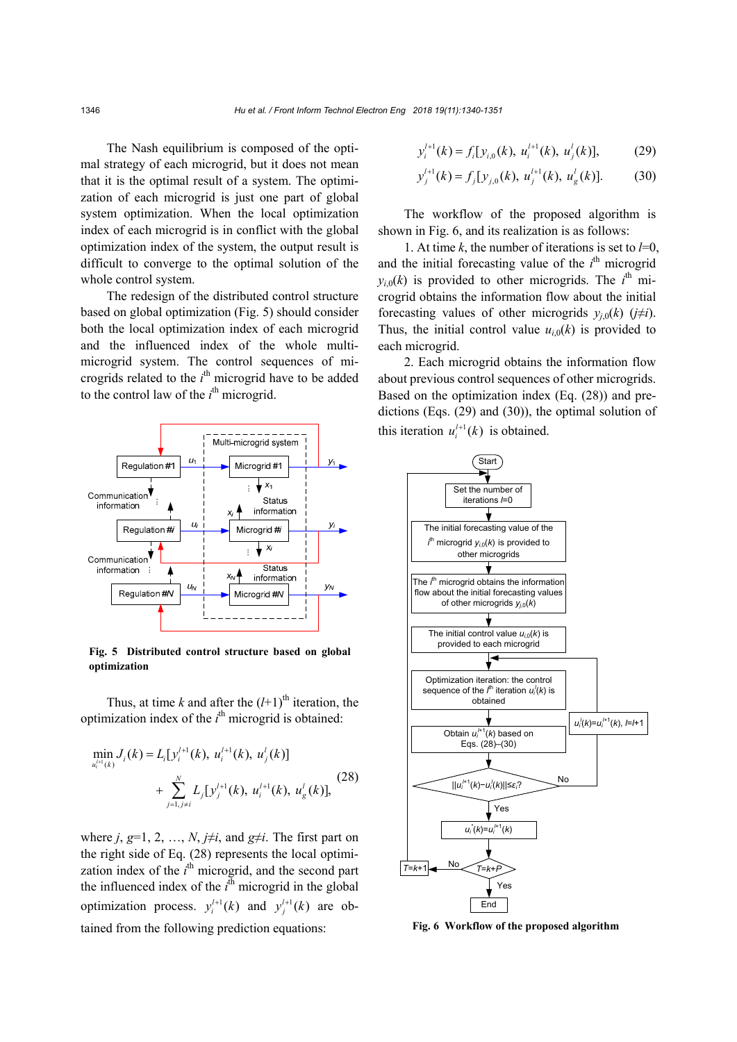The Nash equilibrium is composed of the optimal strategy of each microgrid, but it does not mean that it is the optimal result of a system. The optimization of each microgrid is just one part of global system optimization. When the local optimization index of each microgrid is in conflict with the global optimization index of the system, the output result is difficult to converge to the optimal solution of the whole control system.

The redesign of the distributed control structure based on global optimization (Fig. 5) should consider both the local optimization index of each microgrid and the influenced index of the whole multi-microgrid system. The control sequences of microgrids related to the $i^{\text{th}}$ microgrid have to be added to the control law of the $i^{\text{th}}$ microgrid.

**Fig. 5 Distributed control structure based on global optimization**

Thus, at time $k$ and after the $(l+1)^{\text{th}}$ iteration, the optimization index of the $i^{\text{th}}$ microgrid is obtained:

$$\min_{u_i^{l+1}(k)} J_i(k) = L_i[y_i^{l+1}(k),\ u_i^{l+1}(k),\ u_j^{l}(k)] + \sum_{j=1, j\neq i}^{N} L_j[y_j^{l+1}(k),\ u_i^{l+1}(k),\ u_g^{l}(k)], \tag{28}$$

where $j, g$=1, 2, …, $N$, $j\neq i$, and $g\neq i$. The first part on the right side of Eq. (28) represents the local optimization index of the $i^{\text{th}}$ microgrid, and the second part the influenced index of the $i^{\text{th}}$ microgrid in the global optimization process. $y_i^{l+1}(k)$ and $y_j^{l+1}(k)$ are obtained from the following prediction equations:

$$y_i^{l+1}(k) = f_i[y_{i,0}(k),\ u_i^{l+1}(k),\ u_j^{l}(k)], \tag{29}$$

$$y_j^{l+1}(k) = f_j[y_{j,0}(k),\ u_j^{l+1}(k),\ u_g^{l}(k)]. \tag{30}$$

The workflow of the proposed algorithm is shown in Fig. 6, and its realization is as follows:

1. At time $k$, the number of iterations is set to $l$=0, and the initial forecasting value of the $i^{\text{th}}$ microgrid $y_{i,0}(k)$ is provided to other microgrids. The $i^{\text{th}}$ microgrid obtains the information flow about the initial forecasting values of other microgrids $y_{j,0}(k)$ $(j\neq i)$. Thus, the initial control value $u_{i,0}(k)$ is provided to each microgrid.

2. Each microgrid obtains the information flow about previous control sequences of other microgrids. Based on the optimization index (Eq. (28)) and predictions (Eqs. (29) and (30)), the optimal solution of this iteration $u_i^{l+1}(k)$ is obtained.

**Fig. 6 Workflow of the proposed algorithm**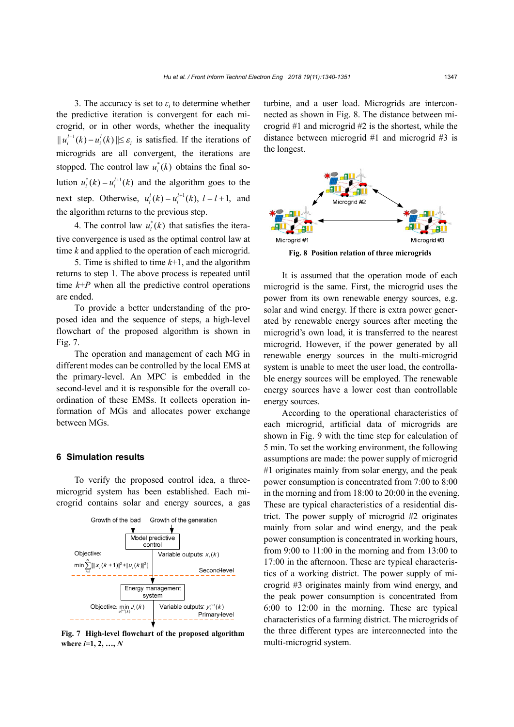3. The accuracy is set to $\varepsilon_i$ to determine whether the predictive iteration is convergent for each microgrid, or in other words, whether the inequality $\|u_i^{l+1}(k)-u_i^l(k)\|\le\varepsilon_i$ is satisfied. If the iterations of microgrids are all convergent, the iterations are stopped. The control law $u_i^*(k)$ obtains the final solution $u_i^*(k)=u_i^{l+1}(k)$ and the algorithm goes to the next step. Otherwise, $u_i^l(k)=u_i^{l+1}(k)$, $l=l+1$, and the algorithm returns to the previous step.

4. The control law $u_i^*(k)$ that satisfies the iterative convergence is used as the optimal control law at time $k$ and applied to the operation of each microgrid.

5. Time is shifted to time $k$+1, and the algorithm returns to step 1. The above process is repeated until time $k$+$P$ when all the predictive control operations are ended.

To provide a better understanding of the proposed idea and the sequence of steps, a high-level flowchart of the proposed algorithm is shown in Fig. 7.

The operation and management of each MG in different modes can be controlled by the local EMS at the primary-level. An MPC is embedded in the second-level and it is responsible for the overall coordination of these EMSs. It collects operation information of MGs and allocates power exchange between MGs.

## 6 Simulation results

To verify the proposed control idea, a three-microgrid system has been established. Each microgrid contains solar and energy sources, a gas turbine, and a user load. Microgrids are interconnected as shown in Fig. 8. The distance between microgrid #1 and microgrid #2 is the shortest, while the distance between microgrid #1 and microgrid #3 is the longest.

Growth of the load — Growth of the generation → Model predictive control

Objective: $\min\sum_{i=1}^{N}[\|x_i(k+1)\|^2+\|u_i(k)\|^2]$ — Variable outputs: $x_i(k)$ — Second-level

Energy management system

Objective: $\min\limits_{u_i^{l+1}(k)} J_i(k)$ — Variable outputs: $y_i^{l+1}(k)$ — Primary-level

**Fig. 7 High-level flowchart of the proposed algorithm where $i$=1, 2, …, $N$**

Microgrid #2 — Microgrid #1 — Microgrid #3

**Fig. 8 Position relation of three microgrids**

It is assumed that the operation mode of each microgrid is the same. First, the microgrid uses the power from its own renewable energy sources, e.g. solar and wind energy. If there is extra power generated by renewable energy sources after meeting the microgrid's own load, it is transferred to the nearest microgrid. However, if the power generated by all renewable energy sources in the multi-microgrid system is unable to meet the user load, the controllable energy sources will be employed. The renewable energy sources have a lower cost than controllable energy sources.

According to the operational characteristics of each microgrid, artificial data of microgrids are shown in Fig. 9 with the time step for calculation of 5 min. To set the working environment, the following assumptions are made: the power supply of microgrid #1 originates mainly from solar energy, and the peak power consumption is concentrated from 7:00 to 8:00 in the morning and from 18:00 to 20:00 in the evening. These are typical characteristics of a residential district. The power supply of microgrid #2 originates mainly from solar and wind energy, and the peak power consumption is concentrated in working hours, from 9:00 to 11:00 in the morning and from 13:00 to 17:00 in the afternoon. These are typical characteristics of a working district. The power supply of microgrid #3 originates mainly from wind energy, and the peak power consumption is concentrated from 6:00 to 12:00 in the morning. These are typical characteristics of a farming district. The microgrids of the three different types are interconnected into the multi-microgrid system.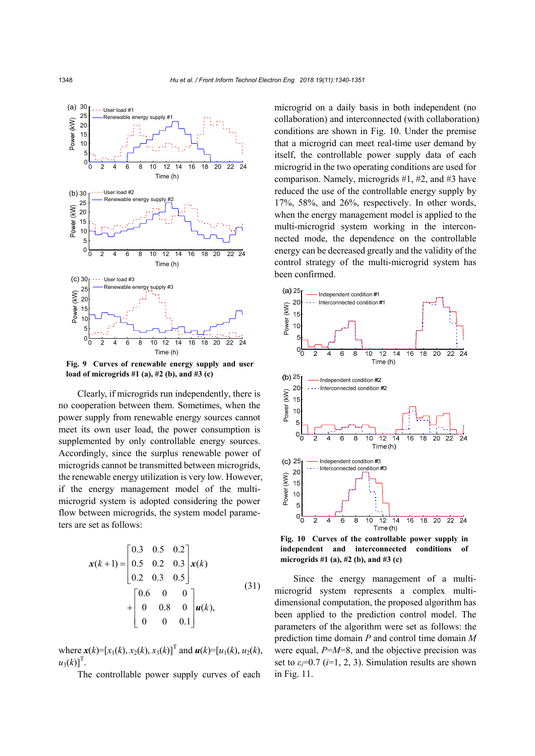Fig. 9 Curves of renewable energy supply and user load of microgrids #1 (a), #2 (b), and #3 (c)

Clearly, if microgrids run independently, there is no cooperation between them. Sometimes, when the power supply from renewable energy sources cannot meet its own user load, the power consumption is supplemented by only controllable energy sources. Accordingly, since the surplus renewable power of microgrids cannot be transmitted between microgrids, the renewable energy utilization is very low. However, if the energy management model of the multi-microgrid system is adopted considering the power flow between microgrids, the system model parameters are set as follows:

$$\boldsymbol{x}(k+1)=\begin{bmatrix}0.3 & 0.5 & 0.2\\ 0.5 & 0.2 & 0.3\\ 0.2 & 0.3 & 0.5\end{bmatrix}\boldsymbol{x}(k)+\begin{bmatrix}0.6 & 0 & 0\\ 0 & 0.8 & 0\\ 0 & 0 & 0.1\end{bmatrix}\boldsymbol{u}(k), \tag{31}$$

where $\boldsymbol{x}(k)=[x_1(k), x_2(k), x_3(k)]^{\mathrm{T}}$ and $\boldsymbol{u}(k)=[u_1(k), u_2(k), u_3(k)]^{\mathrm{T}}$.

The controllable power supply curves of each microgrid on a daily basis in both independent (no collaboration) and interconnected (with collaboration) conditions are shown in Fig. 10. Under the premise that a microgrid can meet real-time user demand by itself, the controllable power supply data of each microgrid in the two operating conditions are used for comparison. Namely, microgrids #1, #2, and #3 have reduced the use of the controllable energy supply by 17%, 58%, and 26%, respectively. In other words, when the energy management model is applied to the multi-microgrid system working in the interconnected mode, the dependence on the controllable energy can be decreased greatly and the validity of the control strategy of the multi-microgrid system has been confirmed.

Fig. 10 Curves of the controllable power supply in independent and interconnected conditions of microgrids #1 (a), #2 (b), and #3 (c)

Since the energy management of a multi-microgrid system represents a complex multi-dimensional computation, the proposed algorithm has been applied to the prediction control model. The parameters of the algorithm were set as follows: the prediction time domain $P$ and control time domain $M$ were equal, $P=M=8$, and the objective precision was set to $\varepsilon_i=0.7$ ($i=1, 2, 3$). Simulation results are shown in Fig. 11.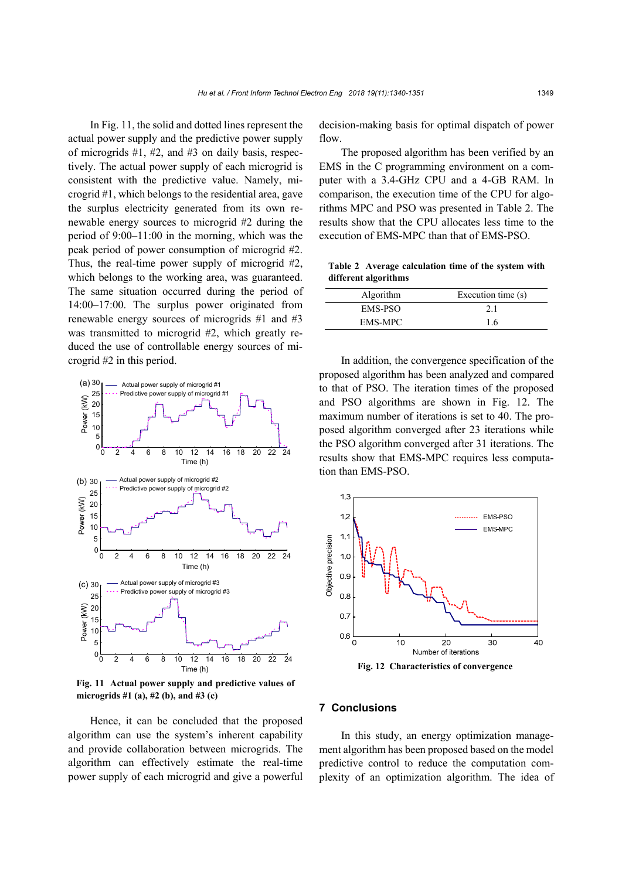In Fig. 11, the solid and dotted lines represent the actual power supply and the predictive power supply of microgrids #1, #2, and #3 on daily basis, respectively. The actual power supply of each microgrid is consistent with the predictive value. Namely, microgrid #1, which belongs to the residential area, gave the surplus electricity generated from its own renewable energy sources to microgrid #2 during the period of 9:00–11:00 in the morning, which was the peak period of power consumption of microgrid #2. Thus, the real-time power supply of microgrid #2, which belongs to the working area, was guaranteed. The same situation occurred during the period of 14:00–17:00. The surplus power originated from renewable energy sources of microgrids #1 and #3 was transmitted to microgrid #2, which greatly reduced the use of controllable energy sources of microgrid #2 in this period.

**Fig. 11 Actual power supply and predictive values of microgrids #1 (a), #2 (b), and #3 (c)**

Hence, it can be concluded that the proposed algorithm can use the system's inherent capability and provide collaboration between microgrids. The algorithm can effectively estimate the real-time power supply of each microgrid and give a powerful decision-making basis for optimal dispatch of power flow.

The proposed algorithm has been verified by an EMS in the C programming environment on a computer with a 3.4-GHz CPU and a 4-GB RAM. In comparison, the execution time of the CPU for algorithms MPC and PSO was presented in Table 2. The results show that the CPU allocates less time to the execution of EMS-MPC than that of EMS-PSO.

**Table 2 Average calculation time of the system with different algorithms**

| Algorithm | Execution time (s) |
|---|---|
| EMS-PSO | 2.1 |
| EMS-MPC | 1.6 |

In addition, the convergence specification of the proposed algorithm has been analyzed and compared to that of PSO. The iteration times of the proposed and PSO algorithms are shown in Fig. 12. The maximum number of iterations is set to 40. The proposed algorithm converged after 23 iterations while the PSO algorithm converged after 31 iterations. The results show that EMS-MPC requires less computation than EMS-PSO.

**Fig. 12 Characteristics of convergence**

## 7 Conclusions

In this study, an energy optimization management algorithm has been proposed based on the model predictive control to reduce the computation complexity of an optimization algorithm. The idea of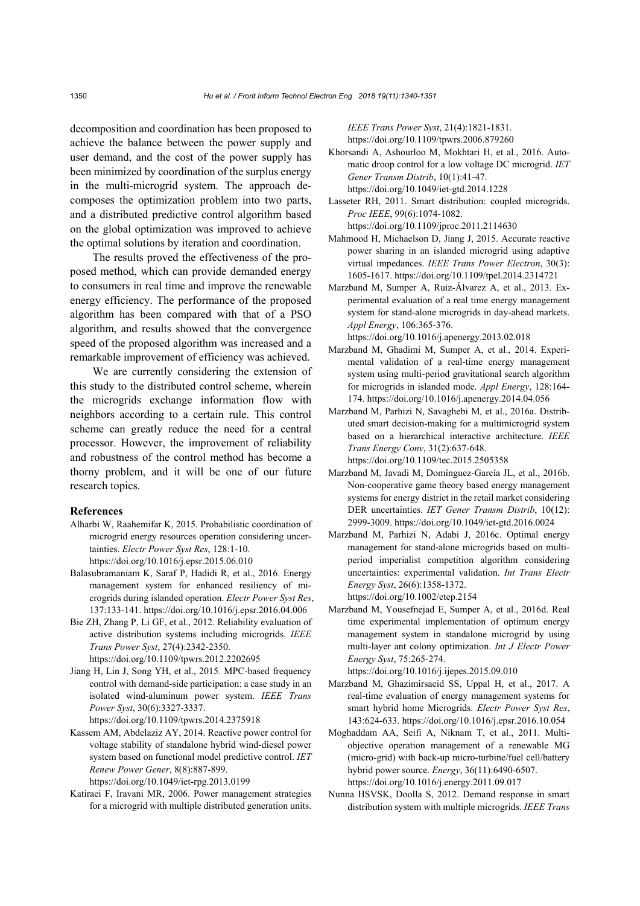decomposition and coordination has been proposed to achieve the balance between the power supply and user demand, and the cost of the power supply has been minimized by coordination of the surplus energy in the multi-microgrid system. The approach decomposes the optimization problem into two parts, and a distributed predictive control algorithm based on the global optimization was improved to achieve the optimal solutions by iteration and coordination.

The results proved the effectiveness of the proposed method, which can provide demanded energy to consumers in real time and improve the renewable energy efficiency. The performance of the proposed algorithm has been compared with that of a PSO algorithm, and results showed that the convergence speed of the proposed algorithm was increased and a remarkable improvement of efficiency was achieved.

We are currently considering the extension of this study to the distributed control scheme, wherein the microgrids exchange information flow with neighbors according to a certain rule. This control scheme can greatly reduce the need for a central processor. However, the improvement of reliability and robustness of the control method has become a thorny problem, and it will be one of our future research topics.

## References

Alharbi W, Raahemifar K, 2015. Probabilistic coordination of microgrid energy resources operation considering uncertainties. *Electr Power Syst Res*, 128:1-10. https://doi.org/10.1016/j.epsr.2015.06.010

Balasubramaniam K, Saraf P, Hadidi R, et al., 2016. Energy management system for enhanced resiliency of microgrids during islanded operation. *Electr Power Syst Res*, 137:133-141. https://doi.org/10.1016/j.epsr.2016.04.006

Bie ZH, Zhang P, Li GF, et al., 2012. Reliability evaluation of active distribution systems including microgrids. *IEEE Trans Power Syst*, 27(4):2342-2350. https://doi.org/10.1109/tpwrs.2012.2202695

Jiang H, Lin J, Song YH, et al., 2015. MPC-based frequency control with demand-side participation: a case study in an isolated wind-aluminum power system. *IEEE Trans Power Syst*, 30(6):3327-3337. https://doi.org/10.1109/tpwrs.2014.2375918

Kassem AM, Abdelaziz AY, 2014. Reactive power control for voltage stability of standalone hybrid wind-diesel power system based on functional model predictive control. *IET Renew Power Gener*, 8(8):887-899. https://doi.org/10.1049/iet-rpg.2013.0199

Katiraei F, Iravani MR, 2006. Power management strategies for a microgrid with multiple distributed generation units. *IEEE Trans Power Syst*, 21(4):1821-1831. https://doi.org/10.1109/tpwrs.2006.879260

Khorsandi A, Ashourloo M, Mokhtari H, et al., 2016. Automatic droop control for a low voltage DC microgrid. *IET Gener Transm Distrib*, 10(1):41-47. https://doi.org/10.1049/iet-gtd.2014.1228

Lasseter RH, 2011. Smart distribution: coupled microgrids. *Proc IEEE*, 99(6):1074-1082. https://doi.org/10.1109/jproc.2011.2114630

Mahmood H, Michaelson D, Jiang J, 2015. Accurate reactive power sharing in an islanded microgrid using adaptive virtual impedances. *IEEE Trans Power Electron*, 30(3): 1605-1617. https://doi.org/10.1109/tpel.2014.2314721

Marzband M, Sumper A, Ruiz-Álvarez A, et al., 2013. Experimental evaluation of a real time energy management system for stand-alone microgrids in day-ahead markets. *Appl Energy*, 106:365-376. https://doi.org/10.1016/j.apenergy.2013.02.018

Marzband M, Ghadimi M, Sumper A, et al., 2014. Experimental validation of a real-time energy management system using multi-period gravitational search algorithm for microgrids in islanded mode. *Appl Energy*, 128:164-174. https://doi.org/10.1016/j.apenergy.2014.04.056

Marzband M, Parhizi N, Savaghebi M, et al., 2016a. Distributed smart decision-making for a multimicrogrid system based on a hierarchical interactive architecture. *IEEE Trans Energy Conv*, 31(2):637-648. https://doi.org/10.1109/tec.2015.2505358

Marzband M, Javadi M, Domínguez-García JL, et al., 2016b. Non-cooperative game theory based energy management systems for energy district in the retail market considering DER uncertainties. *IET Gener Transm Distrib*, 10(12): 2999-3009. https://doi.org/10.1049/iet-gtd.2016.0024

Marzband M, Parhizi N, Adabi J, 2016c. Optimal energy management for stand-alone microgrids based on multi-period imperialist competition algorithm considering uncertainties: experimental validation. *Int Trans Electr Energy Syst*, 26(6):1358-1372. https://doi.org/10.1002/etep.2154

Marzband M, Yousefnejad E, Sumper A, et al., 2016d. Real time experimental implementation of optimum energy management system in standalone microgrid by using multi-layer ant colony optimization. *Int J Electr Power Energy Syst*, 75:265-274. https://doi.org/10.1016/j.ijepes.2015.09.010

Marzband M, Ghazimirsaeid SS, Uppal H, et al., 2017. A real-time evaluation of energy management systems for smart hybrid home Microgrids. *Electr Power Syst Res*, 143:624-633. https://doi.org/10.1016/j.epsr.2016.10.054

Moghaddam AA, Seifi A, Niknam T, et al., 2011. Multi-objective operation management of a renewable MG (micro-grid) with back-up micro-turbine/fuel cell/battery hybrid power source. *Energy*, 36(11):6490-6507. https://doi.org/10.1016/j.energy.2011.09.017

Nunna HSVSK, Doolla S, 2012. Demand response in smart distribution system with multiple microgrids. *IEEE Trans*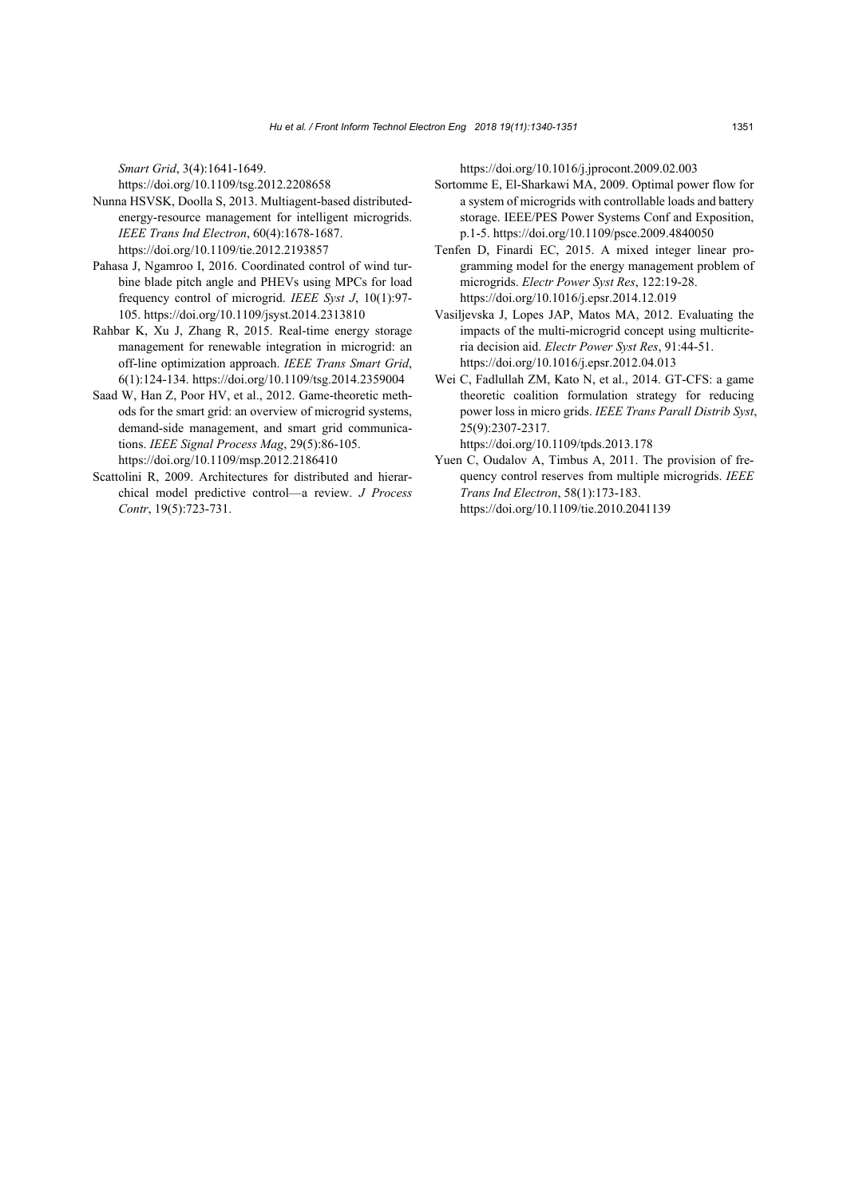*Smart Grid*, 3(4):1641-1649.
https://doi.org/10.1109/tsg.2012.2208658

Nunna HSVSK, Doolla S, 2013. Multiagent-based distributed-energy-resource management for intelligent microgrids. *IEEE Trans Ind Electron*, 60(4):1678-1687.
https://doi.org/10.1109/tie.2012.2193857

Pahasa J, Ngamroo I, 2016. Coordinated control of wind turbine blade pitch angle and PHEVs using MPCs for load frequency control of microgrid. *IEEE Syst J*, 10(1):97-105. https://doi.org/10.1109/jsyst.2014.2313810

Rahbar K, Xu J, Zhang R, 2015. Real-time energy storage management for renewable integration in microgrid: an off-line optimization approach. *IEEE Trans Smart Grid*, 6(1):124-134. https://doi.org/10.1109/tsg.2014.2359004

Saad W, Han Z, Poor HV, et al., 2012. Game-theoretic methods for the smart grid: an overview of microgrid systems, demand-side management, and smart grid communications. *IEEE Signal Process Mag*, 29(5):86-105.
https://doi.org/10.1109/msp.2012.2186410

Scattolini R, 2009. Architectures for distributed and hierarchical model predictive control—a review. *J Process Contr*, 19(5):723-731.
https://doi.org/10.1016/j.jprocont.2009.02.003

Sortomme E, El-Sharkawi MA, 2009. Optimal power flow for a system of microgrids with controllable loads and battery storage. IEEE/PES Power Systems Conf and Exposition, p.1-5. https://doi.org/10.1109/psce.2009.4840050

Tenfen D, Finardi EC, 2015. A mixed integer linear programming model for the energy management problem of microgrids. *Electr Power Syst Res*, 122:19-28.
https://doi.org/10.1016/j.epsr.2014.12.019

Vasiljevska J, Lopes JAP, Matos MA, 2012. Evaluating the impacts of the multi-microgrid concept using multicriteria decision aid. *Electr Power Syst Res*, 91:44-51.
https://doi.org/10.1016/j.epsr.2012.04.013

Wei C, Fadlullah ZM, Kato N, et al., 2014. GT-CFS: a game theoretic coalition formulation strategy for reducing power loss in micro grids. *IEEE Trans Parall Distrib Syst*, 25(9):2307-2317.
https://doi.org/10.1109/tpds.2013.178

Yuen C, Oudalov A, Timbus A, 2011. The provision of frequency control reserves from multiple microgrids. *IEEE Trans Ind Electron*, 58(1):173-183.
https://doi.org/10.1109/tie.2010.2041139